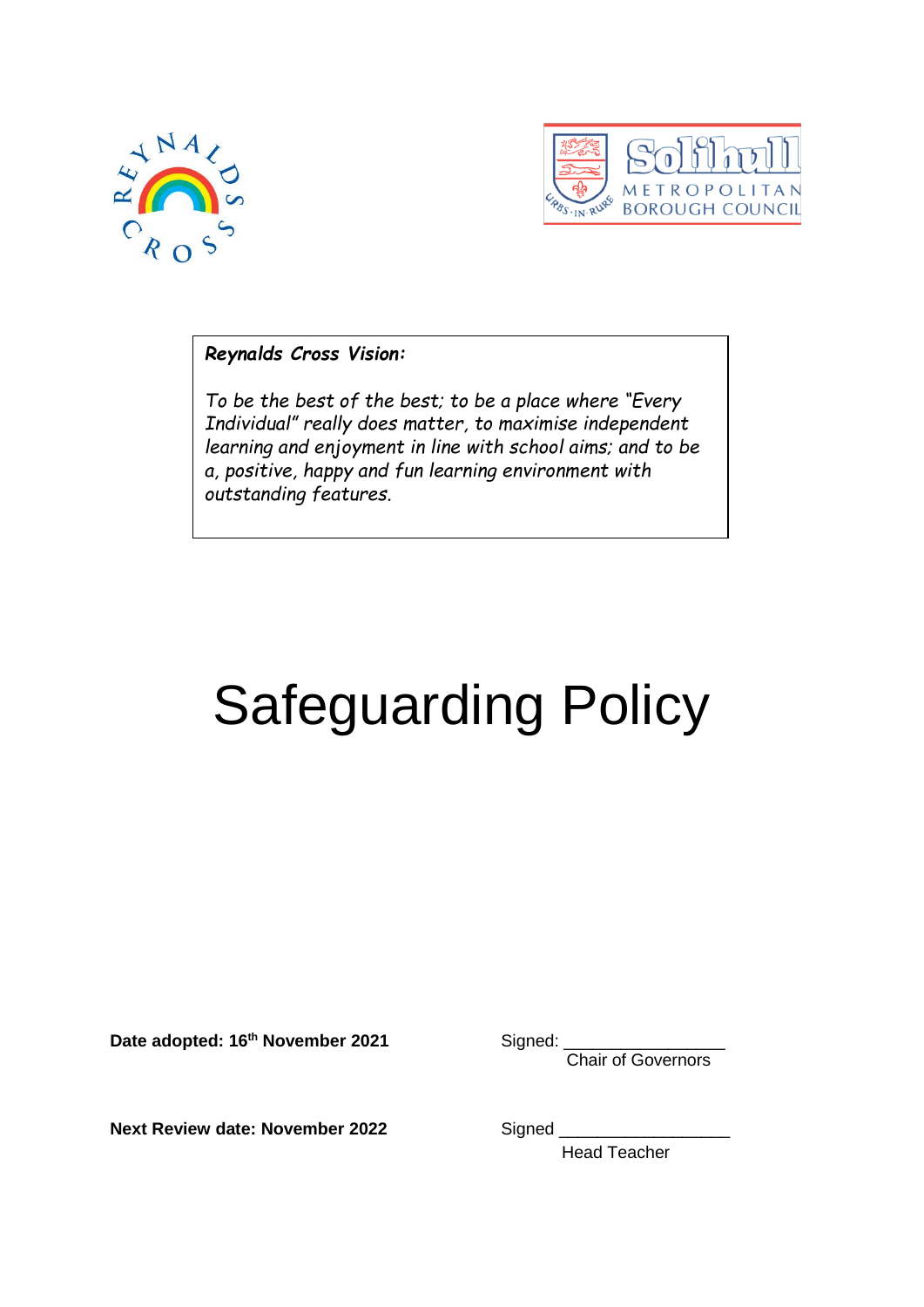***Reynalds Cross Vision:***

*To be the best of the best; to be a place where "Every Individual" really does matter, to maximise independent learning and enjoyment in line with school aims; and to be a, positive, happy and fun learning environment with outstanding features.*

# Safeguarding Policy

**Date adopted: 16th November 2021**

Signed: \_\_\_\_\_\_\_\_\_\_\_\_\_\_\_\_\_
Chair of Governors

**Next Review date: November 2022**

Signed \_\_\_\_\_\_\_\_\_\_\_\_\_\_\_\_\_\_
Head Teacher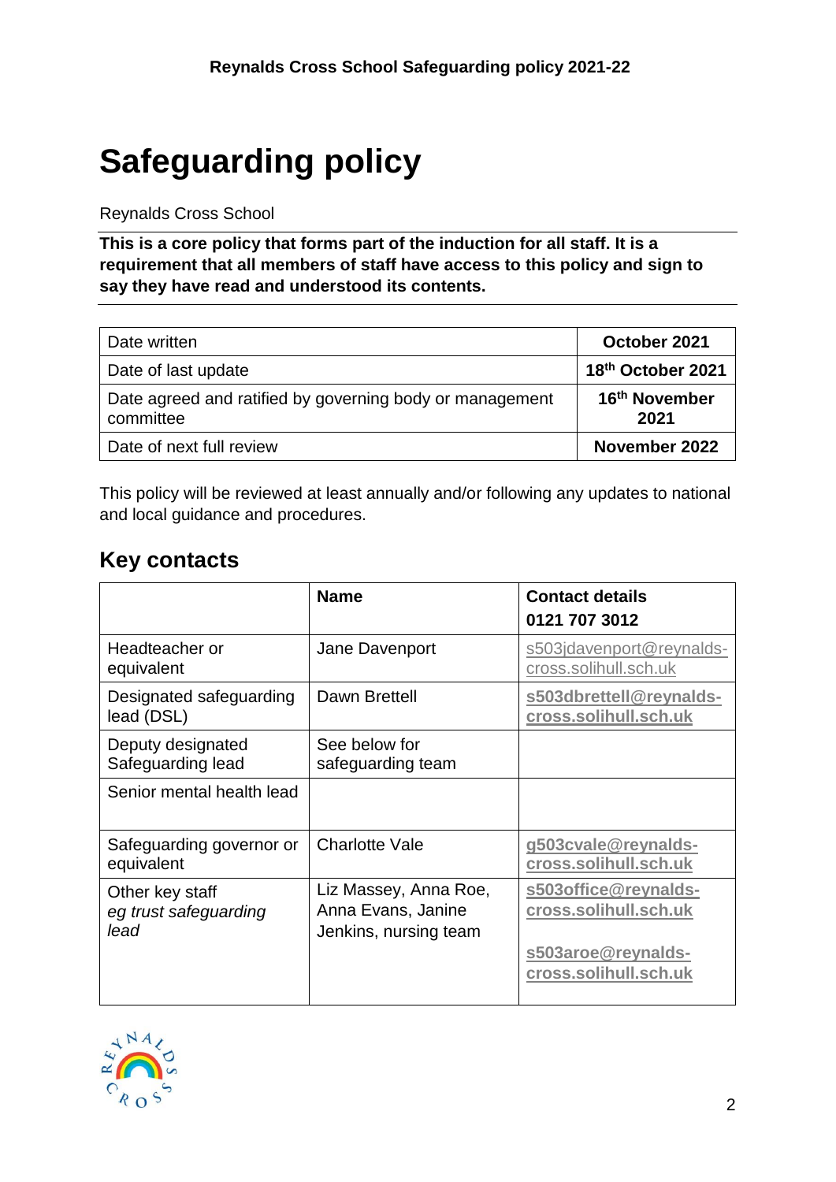# Safeguarding policy

Reynalds Cross School

**This is a core policy that forms part of the induction for all staff. It is a requirement that all members of staff have access to this policy and sign to say they have read and understood its contents.**

| | |
|---|---|
| Date written | **October 2021** |
| Date of last update | **18th October 2021** |
| Date agreed and ratified by governing body or management committee | **16th November 2021** |
| Date of next full review | **November 2022** |

This policy will be reviewed at least annually and/or following any updates to national and local guidance and procedures.

## Key contacts

| | **Name** | **Contact details** **0121 707 3012** |
|---|---|---|
| Headteacher or equivalent | Jane Davenport | s503jdavenport@reynalds-cross.solihull.sch.uk |
| Designated safeguarding lead (DSL) | Dawn Brettell | **s503dbrettell@reynalds-cross.solihull.sch.uk** |
| Deputy designated Safeguarding lead | See below for safeguarding team | |
| Senior mental health lead | | |
| Safeguarding governor or equivalent | Charlotte Vale | **g503cvale@reynalds-cross.solihull.sch.uk** |
| Other key staff *eg trust safeguarding lead* | Liz Massey, Anna Roe, Anna Evans, Janine Jenkins, nursing team | **s503office@reynalds-cross.solihull.sch.uk** **s503aroe@reynalds-cross.solihull.sch.uk** |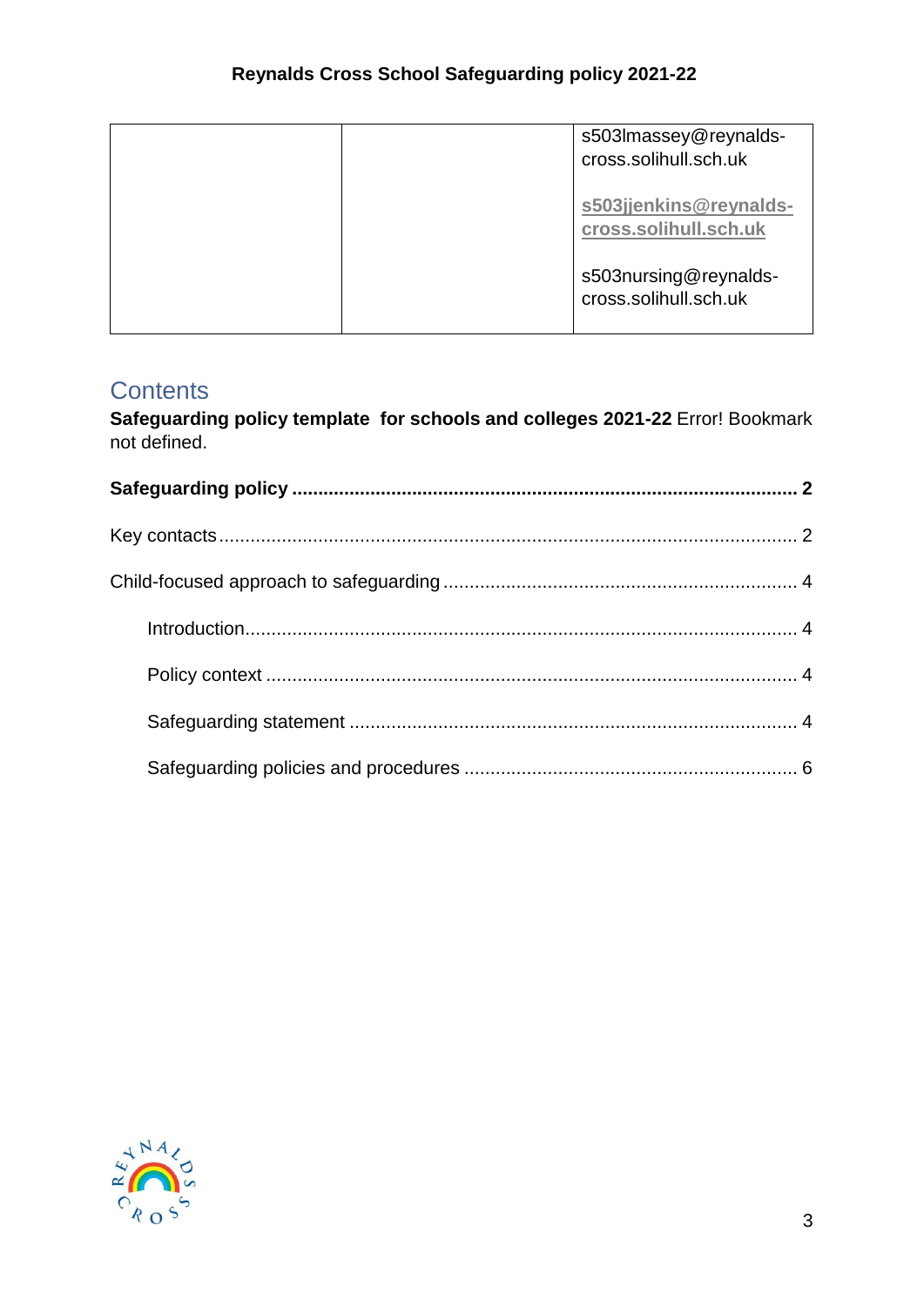| | | s503lmassey@reynalds-cross.solihull.sch.uk<br><br>s503jjenkins@reynalds-cross.solihull.sch.uk<br><br>s503nursing@reynalds-cross.solihull.sch.uk |
|---|---|---|

## Contents

**Safeguarding policy template for schools and colleges 2021-22** Error! Bookmark not defined.

**Safeguarding policy .............................................................. 2**

Key contacts .............................................................. 2

Child-focused approach to safeguarding .............................................................. 4

Introduction .............................................................. 4

Policy context .............................................................. 4

Safeguarding statement .............................................................. 4

Safeguarding policies and procedures .............................................................. 6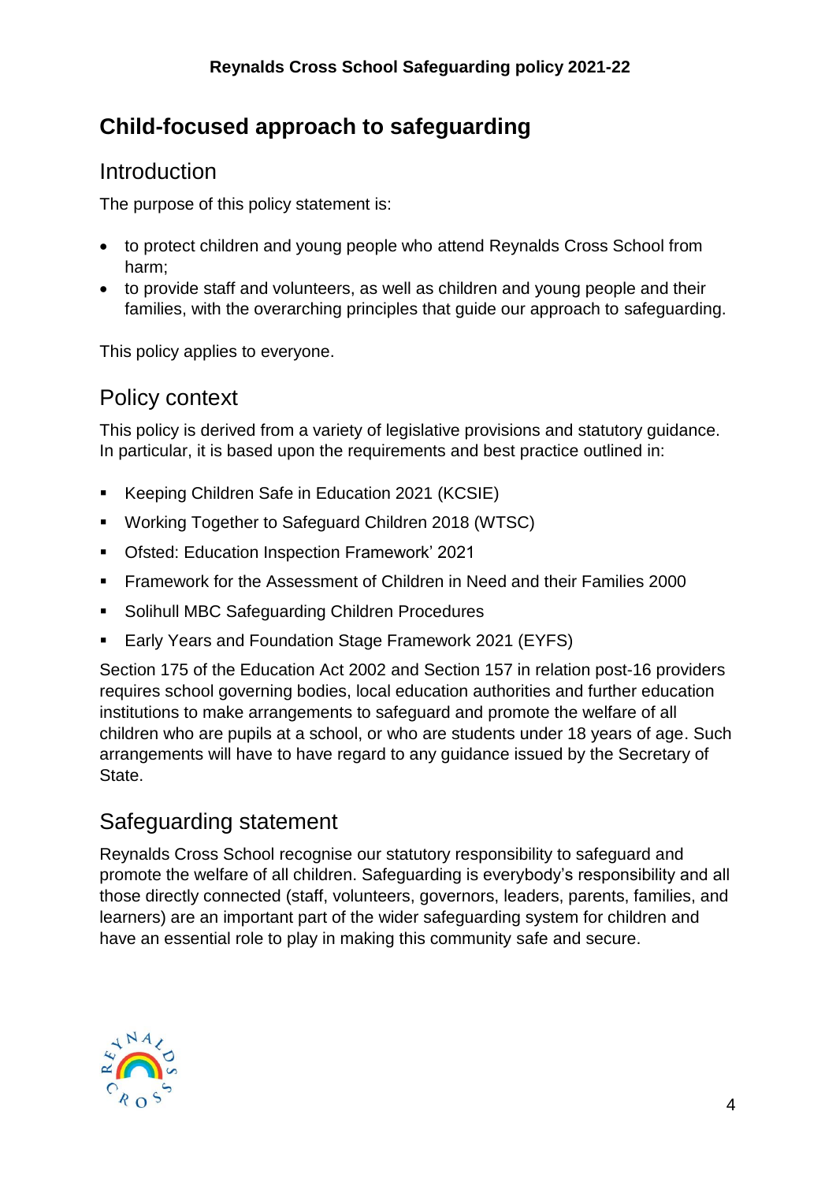## Child-focused approach to safeguarding

### Introduction

The purpose of this policy statement is:

- to protect children and young people who attend Reynalds Cross School from harm;
- to provide staff and volunteers, as well as children and young people and their families, with the overarching principles that guide our approach to safeguarding.

This policy applies to everyone.

### Policy context

This policy is derived from a variety of legislative provisions and statutory guidance. In particular, it is based upon the requirements and best practice outlined in:

- Keeping Children Safe in Education 2021 (KCSIE)
- Working Together to Safeguard Children 2018 (WTSC)
- Ofsted: Education Inspection Framework' 2021
- Framework for the Assessment of Children in Need and their Families 2000
- Solihull MBC Safeguarding Children Procedures
- Early Years and Foundation Stage Framework 2021 (EYFS)

Section 175 of the Education Act 2002 and Section 157 in relation post-16 providers requires school governing bodies, local education authorities and further education institutions to make arrangements to safeguard and promote the welfare of all children who are pupils at a school, or who are students under 18 years of age. Such arrangements will have to have regard to any guidance issued by the Secretary of State.

### Safeguarding statement

Reynalds Cross School recognise our statutory responsibility to safeguard and promote the welfare of all children. Safeguarding is everybody's responsibility and all those directly connected (staff, volunteers, governors, leaders, parents, families, and learners) are an important part of the wider safeguarding system for children and have an essential role to play in making this community safe and secure.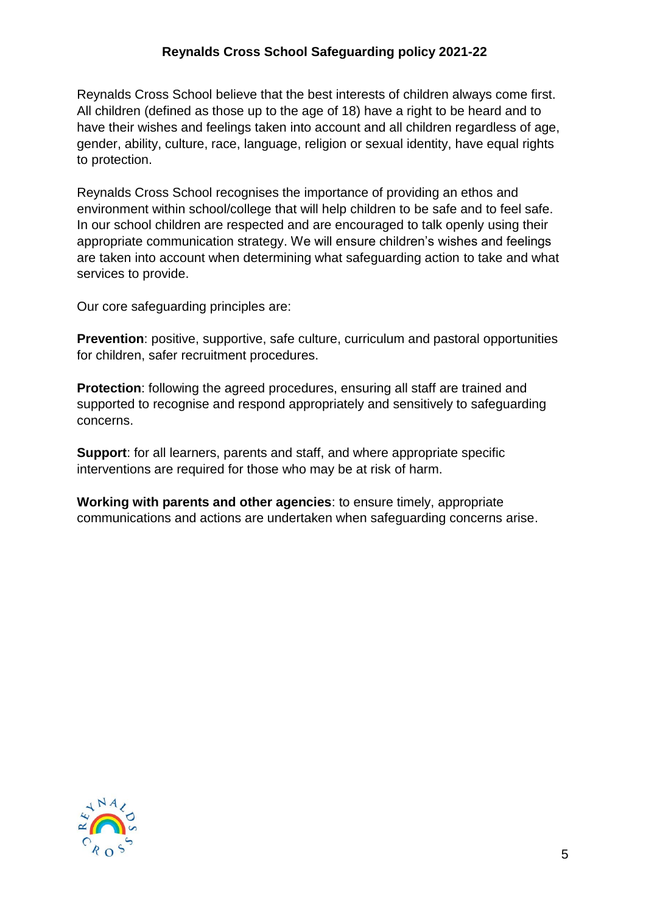**Reynalds Cross School Safeguarding policy 2021-22**

Reynalds Cross School believe that the best interests of children always come first. All children (defined as those up to the age of 18) have a right to be heard and to have their wishes and feelings taken into account and all children regardless of age, gender, ability, culture, race, language, religion or sexual identity, have equal rights to protection.

Reynalds Cross School recognises the importance of providing an ethos and environment within school/college that will help children to be safe and to feel safe. In our school children are respected and are encouraged to talk openly using their appropriate communication strategy. We will ensure children's wishes and feelings are taken into account when determining what safeguarding action to take and what services to provide.

Our core safeguarding principles are:

**Prevention**: positive, supportive, safe culture, curriculum and pastoral opportunities for children, safer recruitment procedures.

**Protection**: following the agreed procedures, ensuring all staff are trained and supported to recognise and respond appropriately and sensitively to safeguarding concerns.

**Support**: for all learners, parents and staff, and where appropriate specific interventions are required for those who may be at risk of harm.

**Working with parents and other agencies**: to ensure timely, appropriate communications and actions are undertaken when safeguarding concerns arise.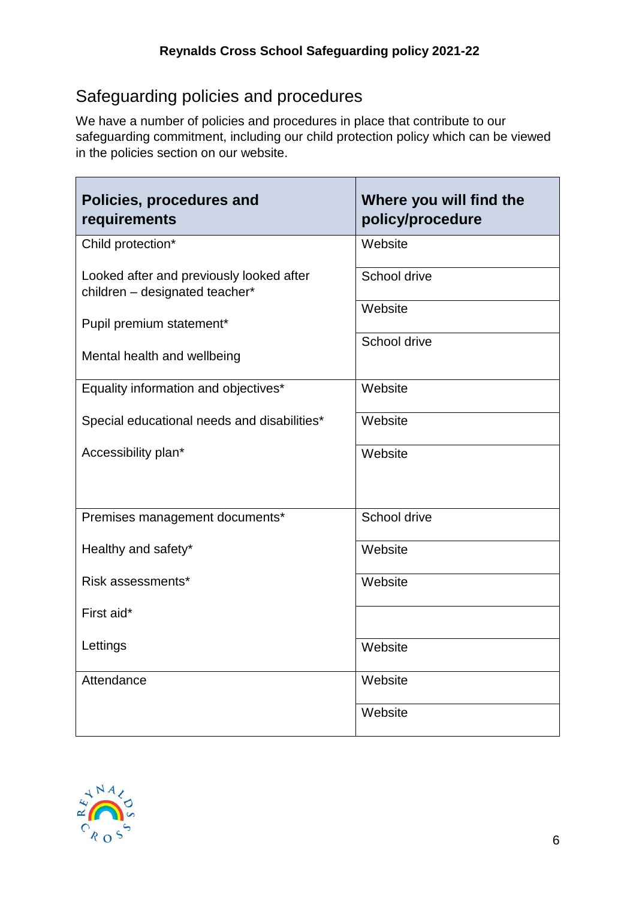## Safeguarding policies and procedures

We have a number of policies and procedures in place that contribute to our safeguarding commitment, including our child protection policy which can be viewed in the policies section on our website.

| Policies, procedures and requirements | Where you will find the policy/procedure |
|---|---|
| Child protection* | Website |
| Looked after and previously looked after children – designated teacher* | School drive |
| Pupil premium statement* | Website |
| Mental health and wellbeing | School drive |
| Equality information and objectives* | Website |
| Special educational needs and disabilities* | Website |
| Accessibility plan* | Website |
| Premises management documents* | School drive |
| Healthy and safety* | Website |
| Risk assessments* | Website |
| First aid* | |
| Lettings | Website |
| Attendance | Website |
| | Website |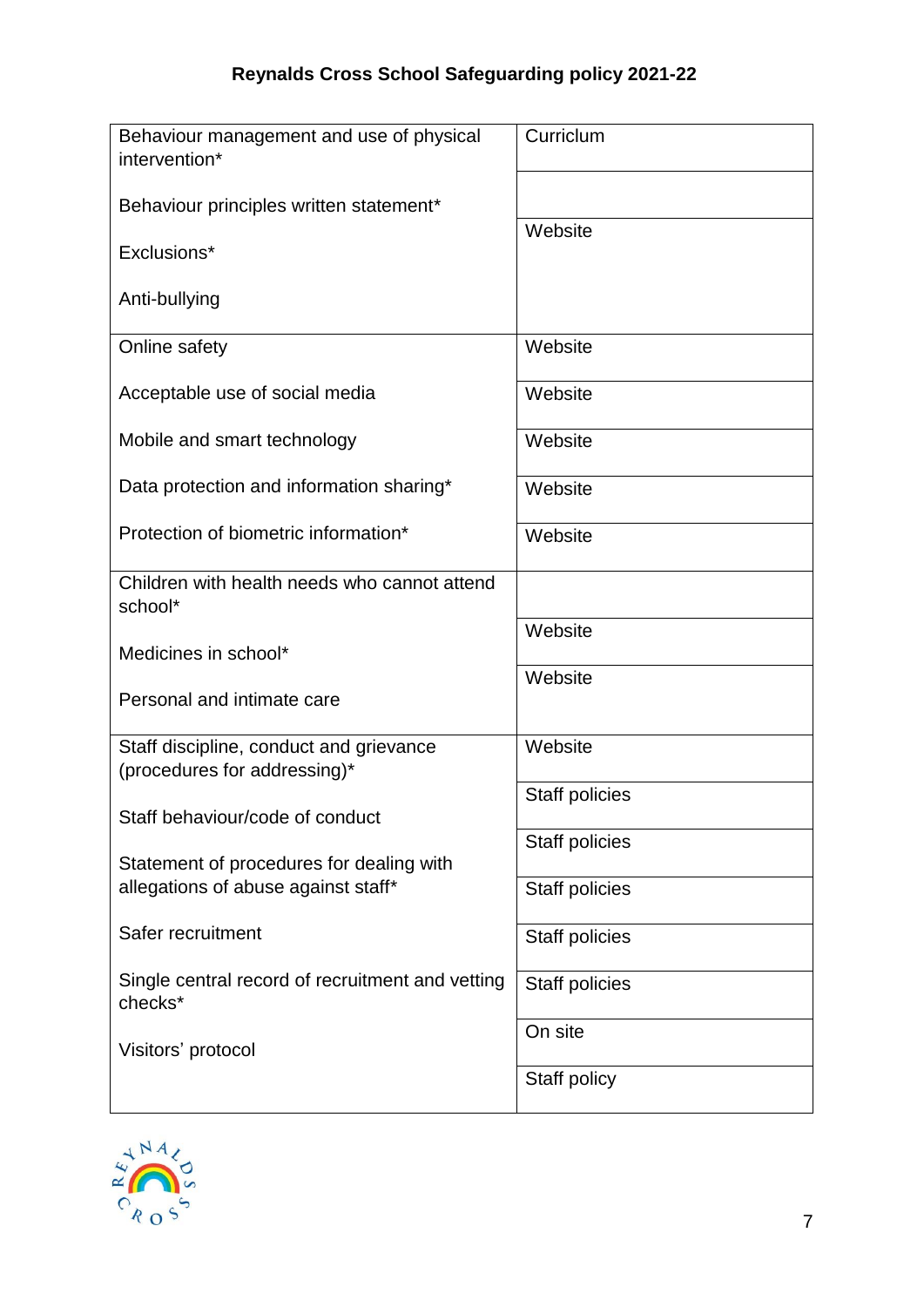| | |
|---|---|
| Behaviour management and use of physical intervention* | Curriculum |
| Behaviour principles written statement* | |
| Exclusions* | Website |
| Anti-bullying | |
| Online safety | Website |
| Acceptable use of social media | Website |
| Mobile and smart technology | Website |
| Data protection and information sharing* | Website |
| Protection of biometric information* | Website |
| Children with health needs who cannot attend school* | |
| Medicines in school* | Website |
| Personal and intimate care | Website |
| Staff discipline, conduct and grievance (procedures for addressing)* | Website |
| Staff behaviour/code of conduct | Staff policies |
| Statement of procedures for dealing with allegations of abuse against staff* | Staff policies |
| | Staff policies |
| Safer recruitment | Staff policies |
| Single central record of recruitment and vetting checks* | Staff policies |
| Visitors' protocol | On site |
| | Staff policy |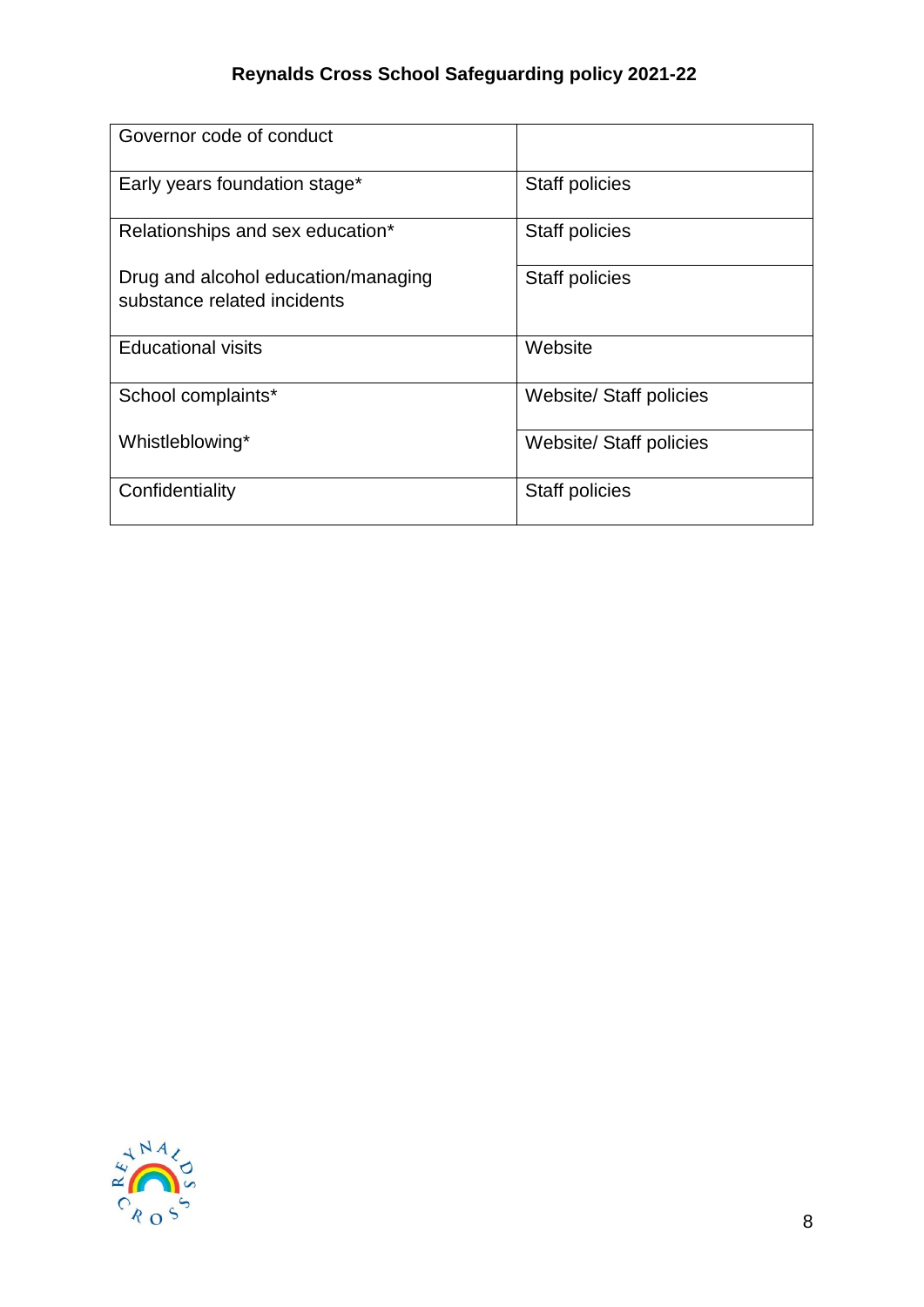| | |
|---|---|
| Governor code of conduct | |
| Early years foundation stage* | Staff policies |
| Relationships and sex education* | Staff policies |
| Drug and alcohol education/managing substance related incidents | Staff policies |
| Educational visits | Website |
| School complaints* | Website/ Staff policies |
| Whistleblowing* | Website/ Staff policies |
| Confidentiality | Staff policies |